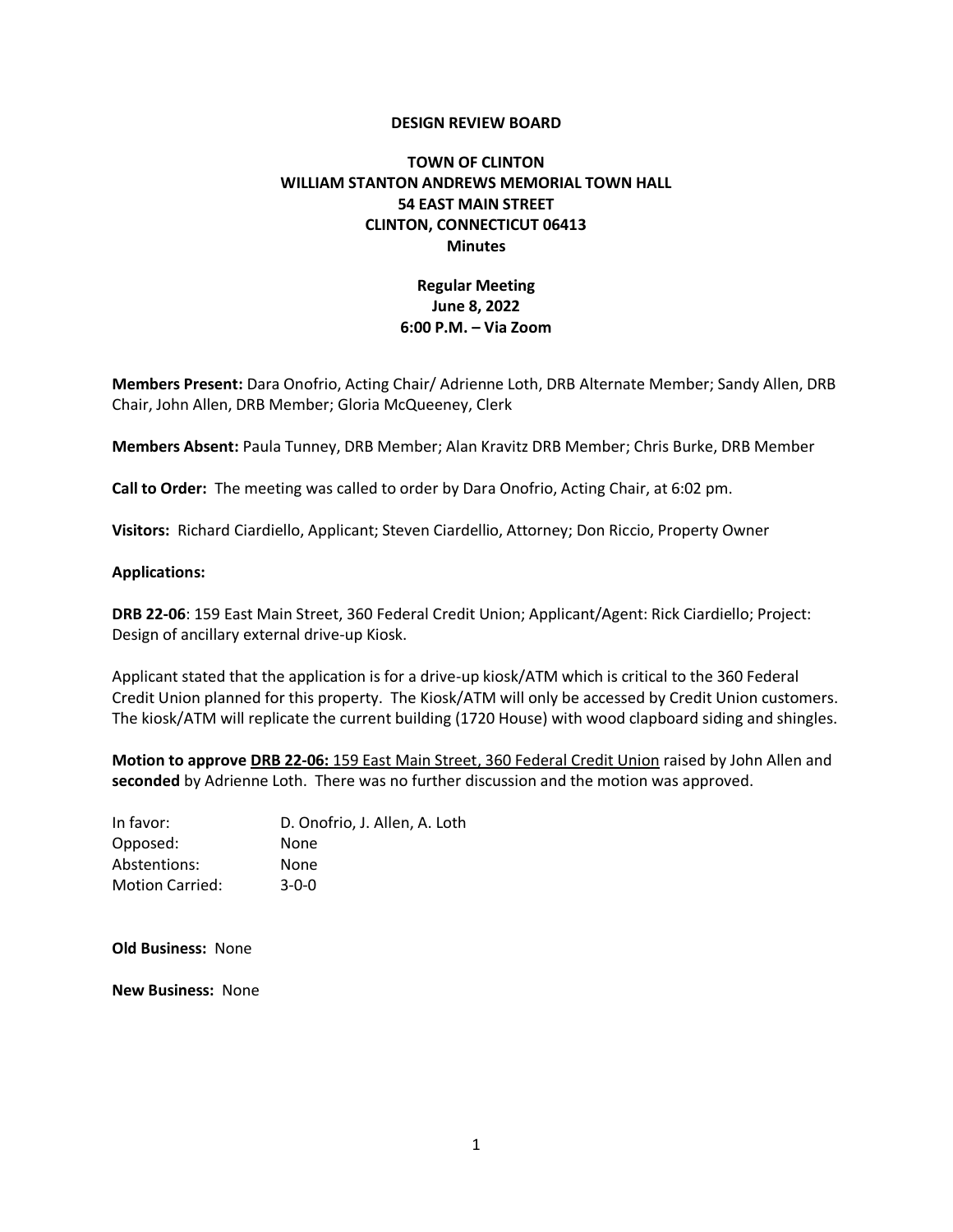**DESIGN REVIEW BOARD**

**TOWN OF CLINTON**
**WILLIAM STANTON ANDREWS MEMORIAL TOWN HALL**
**54 EAST MAIN STREET**
**CLINTON, CONNECTICUT 06413**
**Minutes**

**Regular Meeting**
**June 8, 2022**
**6:00 P.M. – Via Zoom**

**Members Present:** Dara Onofrio, Acting Chair/ Adrienne Loth, DRB Alternate Member; Sandy Allen, DRB Chair, John Allen, DRB Member; Gloria McQueeney, Clerk

**Members Absent:** Paula Tunney, DRB Member; Alan Kravitz DRB Member; Chris Burke, DRB Member

**Call to Order:** The meeting was called to order by Dara Onofrio, Acting Chair, at 6:02 pm.

**Visitors:** Richard Ciardiello, Applicant; Steven Ciardellio, Attorney; Don Riccio, Property Owner

**Applications:**

**DRB 22-06**: 159 East Main Street, 360 Federal Credit Union; Applicant/Agent: Rick Ciardiello; Project: Design of ancillary external drive-up Kiosk.

Applicant stated that the application is for a drive-up kiosk/ATM which is critical to the 360 Federal Credit Union planned for this property. The Kiosk/ATM will only be accessed by Credit Union customers. The kiosk/ATM will replicate the current building (1720 House) with wood clapboard siding and shingles.

**Motion to approve <u>DRB 22-06:</u>** <u>159 East Main Street, 360 Federal Credit Union</u> raised by John Allen and **seconded** by Adrienne Loth. There was no further discussion and the motion was approved.

| | |
|---|---|
| In favor: | D. Onofrio, J. Allen, A. Loth |
| Opposed: | None |
| Abstentions: | None |
| Motion Carried: | 3-0-0 |

**Old Business:** None

**New Business:** None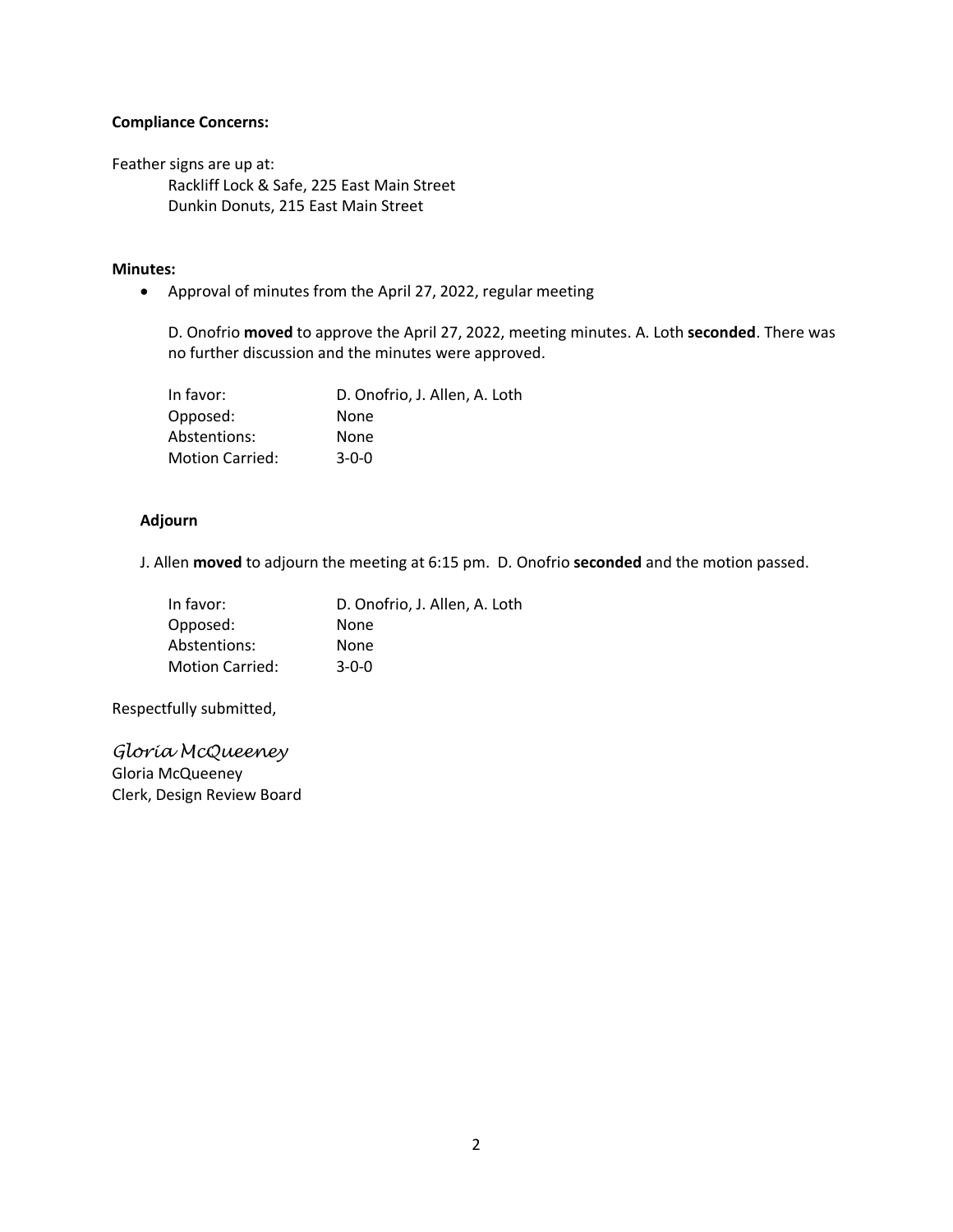**Compliance Concerns:**

Feather signs are up at:

Rackliff Lock & Safe, 225 East Main Street
Dunkin Donuts, 215 East Main Street

**Minutes:**

- Approval of minutes from the April 27, 2022, regular meeting

  D. Onofrio **moved** to approve the April 27, 2022, meeting minutes. A. Loth **seconded**. There was no further discussion and the minutes were approved.

| | |
|---|---|
| In favor: | D. Onofrio, J. Allen, A. Loth |
| Opposed: | None |
| Abstentions: | None |
| Motion Carried: | 3-0-0 |

**Adjourn**

J. Allen **moved** to adjourn the meeting at 6:15 pm. D. Onofrio **seconded** and the motion passed.

| | |
|---|---|
| In favor: | D. Onofrio, J. Allen, A. Loth |
| Opposed: | None |
| Abstentions: | None |
| Motion Carried: | 3-0-0 |

Respectfully submitted,

*Gloria McQueeney*
Gloria McQueeney
Clerk, Design Review Board